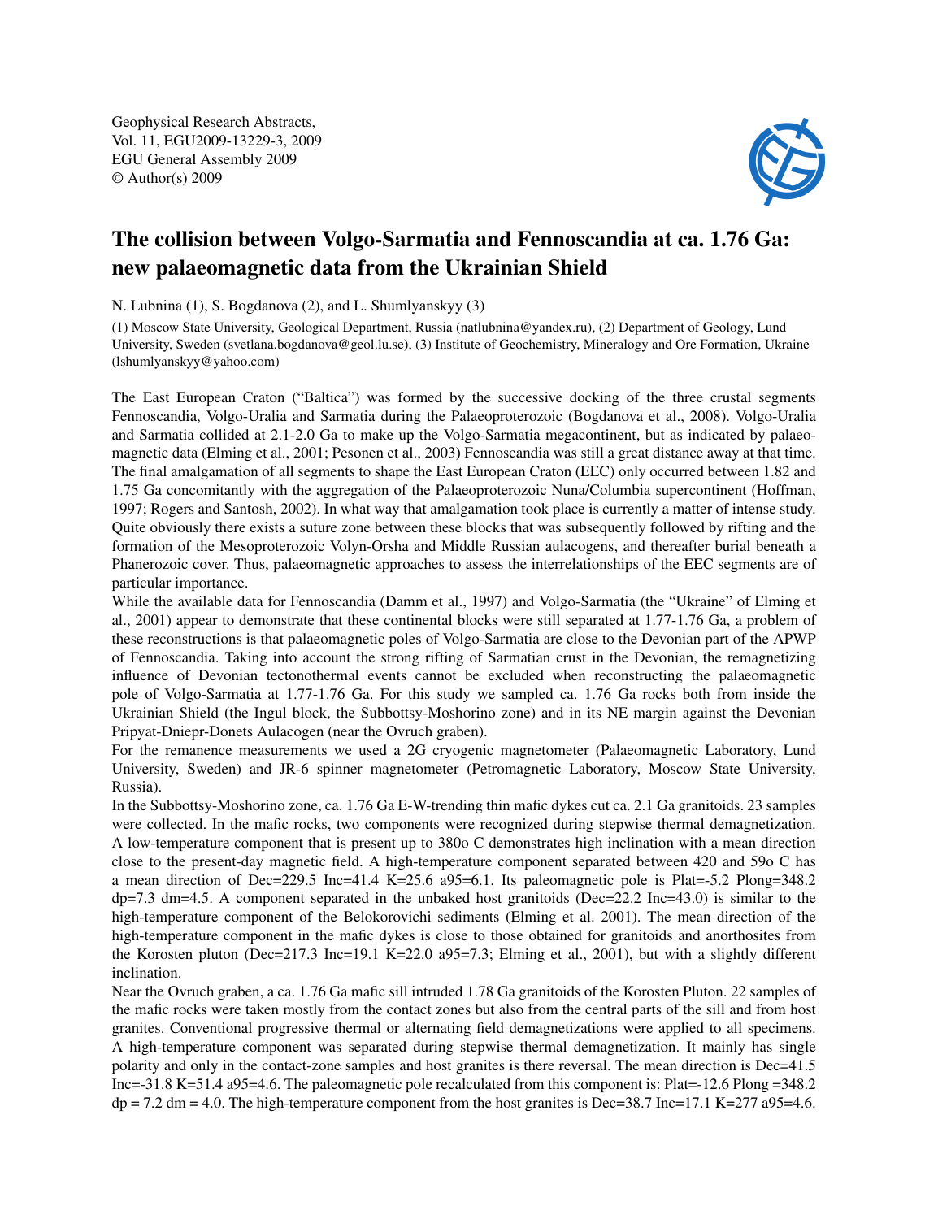Geophysical Research Abstracts,
Vol. 11, EGU2009-13229-3, 2009
EGU General Assembly 2009
© Author(s) 2009

# The collision between Volgo-Sarmatia and Fennoscandia at ca. 1.76 Ga: new palaeomagnetic data from the Ukrainian Shield

N. Lubnina (1), S. Bogdanova (2), and L. Shumlyanskyy (3)

(1) Moscow State University, Geological Department, Russia (natlubnina@yandex.ru), (2) Department of Geology, Lund University, Sweden (svetlana.bogdanova@geol.lu.se), (3) Institute of Geochemistry, Mineralogy and Ore Formation, Ukraine (lshumlyanskyy@yahoo.com)

The East European Craton ("Baltica") was formed by the successive docking of the three crustal segments Fennoscandia, Volgo-Uralia and Sarmatia during the Palaeoproterozoic (Bogdanova et al., 2008). Volgo-Uralia and Sarmatia collided at 2.1-2.0 Ga to make up the Volgo-Sarmatia megacontinent, but as indicated by palaeomagnetic data (Elming et al., 2001; Pesonen et al., 2003) Fennoscandia was still a great distance away at that time. The final amalgamation of all segments to shape the East European Craton (EEC) only occurred between 1.82 and 1.75 Ga concomitantly with the aggregation of the Palaeoproterozoic Nuna/Columbia supercontinent (Hoffman, 1997; Rogers and Santosh, 2002). In what way that amalgamation took place is currently a matter of intense study. Quite obviously there exists a suture zone between these blocks that was subsequently followed by rifting and the formation of the Mesoproterozoic Volyn-Orsha and Middle Russian aulacogens, and thereafter burial beneath a Phanerozoic cover. Thus, palaeomagnetic approaches to assess the interrelationships of the EEC segments are of particular importance.

While the available data for Fennoscandia (Damm et al., 1997) and Volgo-Sarmatia (the "Ukraine" of Elming et al., 2001) appear to demonstrate that these continental blocks were still separated at 1.77-1.76 Ga, a problem of these reconstructions is that palaeomagnetic poles of Volgo-Sarmatia are close to the Devonian part of the APWP of Fennoscandia. Taking into account the strong rifting of Sarmatian crust in the Devonian, the remagnetizing influence of Devonian tectonothermal events cannot be excluded when reconstructing the palaeomagnetic pole of Volgo-Sarmatia at 1.77-1.76 Ga. For this study we sampled ca. 1.76 Ga rocks both from inside the Ukrainian Shield (the Ingul block, the Subbottsy-Moshorino zone) and in its NE margin against the Devonian Pripyat-Dniepr-Donets Aulacogen (near the Ovruch graben).

For the remanence measurements we used a 2G cryogenic magnetometer (Palaeomagnetic Laboratory, Lund University, Sweden) and JR-6 spinner magnetometer (Petromagnetic Laboratory, Moscow State University, Russia).

In the Subbottsy-Moshorino zone, ca. 1.76 Ga E-W-trending thin mafic dykes cut ca. 2.1 Ga granitoids. 23 samples were collected. In the mafic rocks, two components were recognized during stepwise thermal demagnetization. A low-temperature component that is present up to 380o C demonstrates high inclination with a mean direction close to the present-day magnetic field. A high-temperature component separated between 420 and 59o C has a mean direction of Dec=229.5 Inc=41.4 K=25.6 a95=6.1. Its paleomagnetic pole is Plat=-5.2 Plong=348.2 dp=7.3 dm=4.5. A component separated in the unbaked host granitoids (Dec=22.2 Inc=43.0) is similar to the high-temperature component of the Belokorovichi sediments (Elming et al. 2001). The mean direction of the high-temperature component in the mafic dykes is close to those obtained for granitoids and anorthosites from the Korosten pluton (Dec=217.3 Inc=19.1 K=22.0 a95=7.3; Elming et al., 2001), but with a slightly different inclination.

Near the Ovruch graben, a ca. 1.76 Ga mafic sill intruded 1.78 Ga granitoids of the Korosten Pluton. 22 samples of the mafic rocks were taken mostly from the contact zones but also from the central parts of the sill and from host granites. Conventional progressive thermal or alternating field demagnetizations were applied to all specimens. A high-temperature component was separated during stepwise thermal demagnetization. It mainly has single polarity and only in the contact-zone samples and host granites is there reversal. The mean direction is Dec=41.5 Inc=-31.8 K=51.4 a95=4.6. The paleomagnetic pole recalculated from this component is: Plat=-12.6 Plong =348.2 dp = 7.2 dm = 4.0. The high-temperature component from the host granites is Dec=38.7 Inc=17.1 K=277 a95=4.6.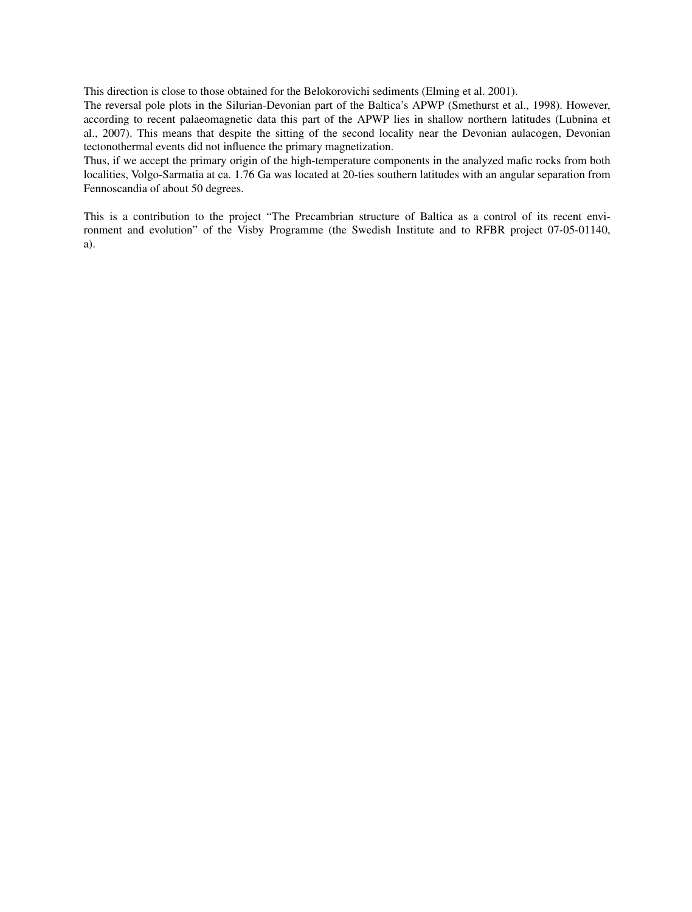This direction is close to those obtained for the Belokorovichi sediments (Elming et al. 2001).

The reversal pole plots in the Silurian-Devonian part of the Baltica's APWP (Smethurst et al., 1998). However, according to recent palaeomagnetic data this part of the APWP lies in shallow northern latitudes (Lubnina et al., 2007). This means that despite the sitting of the second locality near the Devonian aulacogen, Devonian tectonothermal events did not influence the primary magnetization.

Thus, if we accept the primary origin of the high-temperature components in the analyzed mafic rocks from both localities, Volgo-Sarmatia at ca. 1.76 Ga was located at 20-ties southern latitudes with an angular separation from Fennoscandia of about 50 degrees.

This is a contribution to the project "The Precambrian structure of Baltica as a control of its recent environment and evolution" of the Visby Programme (the Swedish Institute and to RFBR project 07-05-01140, a).